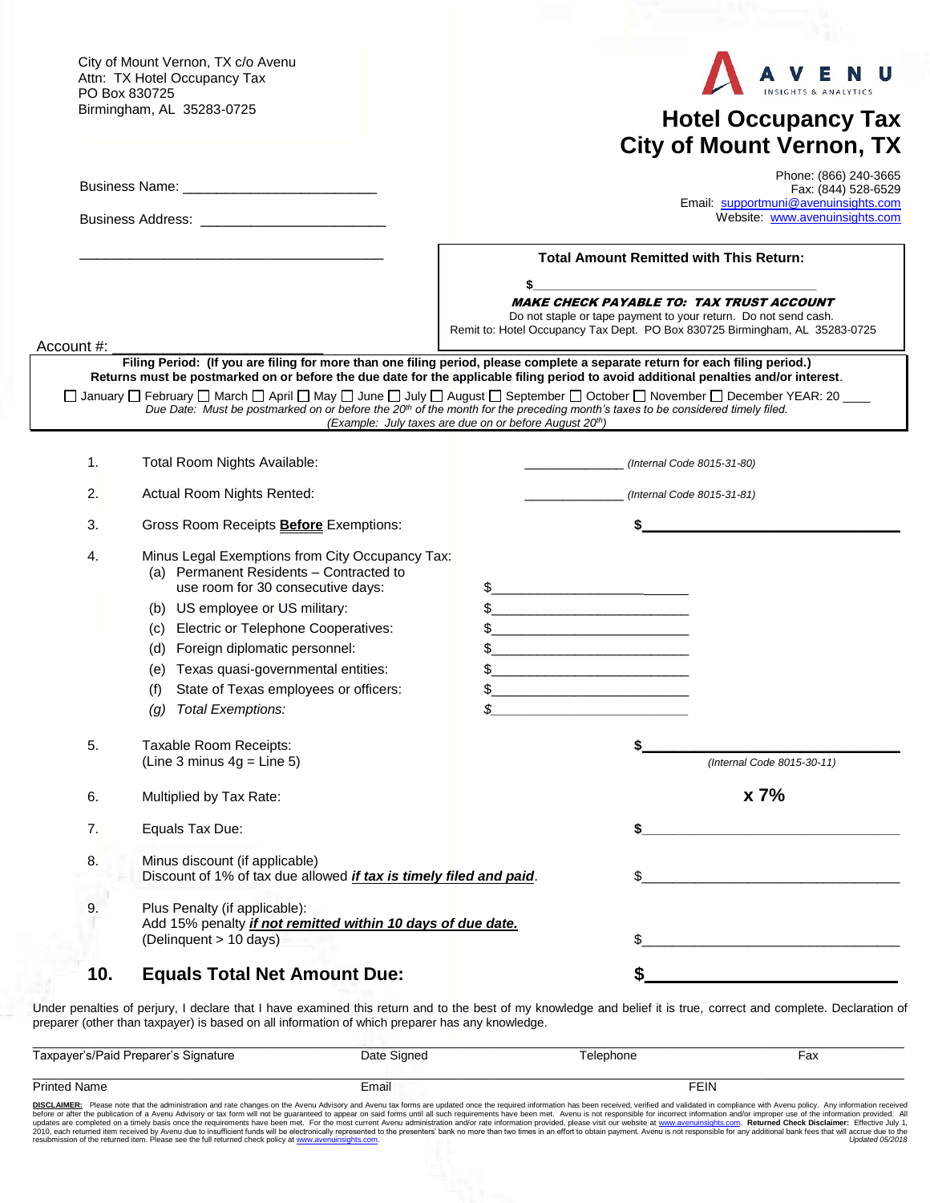City of Mount Vernon, TX c/o Avenu
Attn: TX Hotel Occupancy Tax
PO Box 830725
Birmingham, AL 35283-0725

AVENU INSIGHTS & ANALYTICS

# Hotel Occupancy Tax
# City of Mount Vernon, TX

Phone: (866) 240-3665
Fax: (844) 528-6529
Email: supportmuni@avenuinsights.com
Website: www.avenuinsights.com

Business Name: ________________________

Business Address: ________________________

________________________________________

Account #: ________________________

**Total Amount Remitted with This Return:**

**$**________________________________________

***MAKE CHECK PAYABLE TO: TAX TRUST ACCOUNT***
Do not staple or tape payment to your return. Do not send cash.
Remit to: Hotel Occupancy Tax Dept. PO Box 830725 Birmingham, AL 35283-0725

**Filing Period: (If you are filing for more than one filing period, please complete a separate return for each filing period.)**
**Returns must be postmarked on or before the due date for the applicable filing period to avoid additional penalties and/or interest.**

☐ January ☐ February ☐ March ☐ April ☐ May ☐ June ☐ July ☐ August ☐ September ☐ October ☐ November ☐ December YEAR: 20 ____

*Due Date: Must be postmarked on or before the 20th of the month for the preceding month's taxes to be considered timely filed.*
*(Example: July taxes are due on or before August 20th)*

1. Total Room Nights Available: ______________ *(Internal Code 8015-31-80)*

2. Actual Room Nights Rented: ______________ *(Internal Code 8015-31-81)*

3. Gross Room Receipts **Before** Exemptions: **$**______________________________

4. Minus Legal Exemptions from City Occupancy Tax:
   - (a) Permanent Residents – Contracted to use room for 30 consecutive days: $________________________
   - (b) US employee or US military: $________________________
   - (c) Electric or Telephone Cooperatives: $________________________
   - (d) Foreign diplomatic personnel: $________________________
   - (e) Texas quasi-governmental entities: $________________________
   - (f) State of Texas employees or officers: $________________________
   - *(g) Total Exemptions:* *$*________________________

5. Taxable Room Receipts: **$**______________________________
   (Line 3 minus 4g = Line 5) *(Internal Code 8015-30-11)*

6. Multiplied by Tax Rate: **x 7%**

7. Equals Tax Due: **$**______________________________

8. Minus discount (if applicable)
   Discount of 1% of tax due allowed ***if tax is timely filed and paid***. $______________________________

9. Plus Penalty (if applicable):
   Add 15% penalty ***if not remitted within 10 days of due date.***
   (Delinquent > 10 days) $______________________________

## 10. Equals Total Net Amount Due: **$**______________________________

Under penalties of perjury, I declare that I have examined this return and to the best of my knowledge and belief it is true, correct and complete. Declaration of preparer (other than taxpayer) is based on all information of which preparer has any knowledge.

| Taxpayer's/Paid Preparer's Signature | Date Signed | Telephone | Fax |
|---|---|---|---|
| Printed Name | Email | FEIN | |

**DISCLAIMER:** Please note that the administration and rate changes on the Avenu Advisory and Avenu tax forms are updated once the required information has been received, verified and acknowledged in compliance with Avenu policy. Any information received before or after the publication of a Avenu Advisory or tax form will not be guaranteed to appear on said forms until all such requirements have been met. Avenu is not responsible for incorrect information and/or improper use of the information provided. All updates are completed on a timely basis once the requirements have been met. For the most current Avenu administration and/or rate information provided, please visit our website at www.avenuinsights.com. **Returned Check Disclaimer:** Effective July 1, 2010, each returned item received by Avenu due to insufficient funds will be electronically represented to the presenters' bank no more than two times in an effort to obtain payment. Avenu is not responsible for any additional bank fees that will accrue due to the resubmission of the returned item. Please see the full returned check policy at www.avenuinsights.com.

*Updated 05/2018*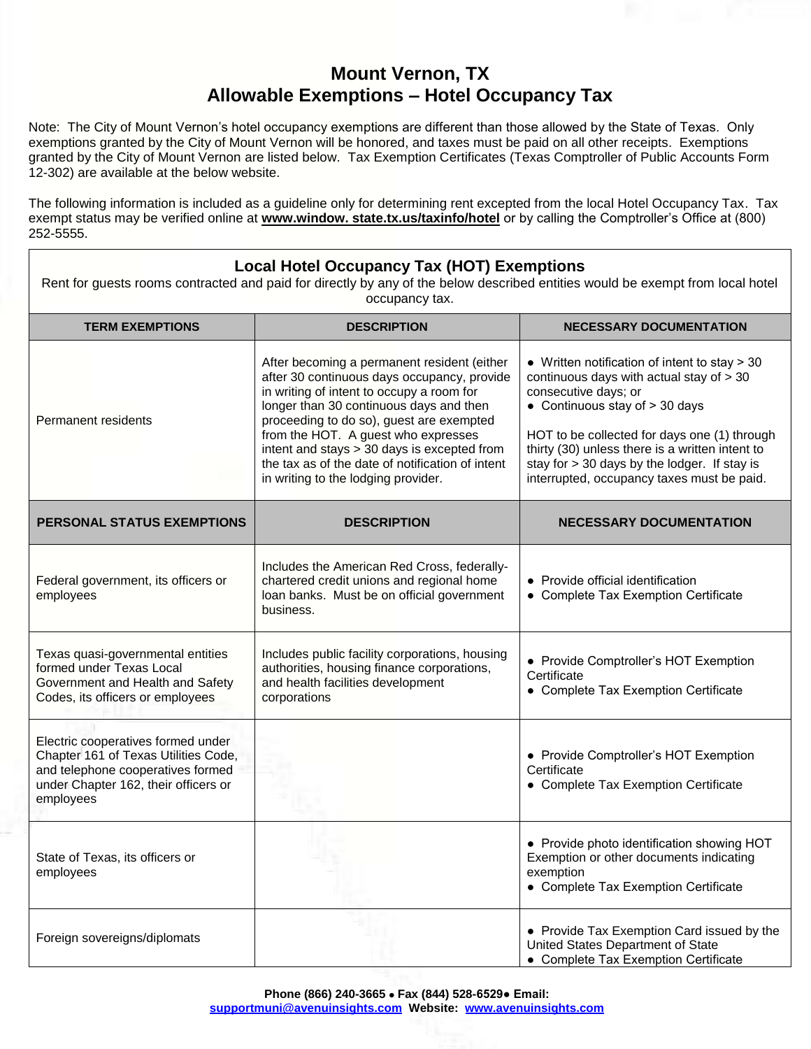# Mount Vernon, TX
## Allowable Exemptions – Hotel Occupancy Tax

Note: The City of Mount Vernon's hotel occupancy exemptions are different than those allowed by the State of Texas. Only exemptions granted by the City of Mount Vernon will be honored, and taxes must be paid on all other receipts. Exemptions granted by the City of Mount Vernon are listed below. Tax Exemption Certificates (Texas Comptroller of Public Accounts Form 12-302) are available at the below website.

The following information is included as a guideline only for determining rent excepted from the local Hotel Occupancy Tax. Tax exempt status may be verified online at **www.window. state.tx.us/taxinfo/hotel** or by calling the Comptroller's Office at (800) 252-5555.

### Local Hotel Occupancy Tax (HOT) Exemptions

Rent for guests rooms contracted and paid for directly by any of the below described entities would be exempt from local hotel occupancy tax.

| TERM EXEMPTIONS | DESCRIPTION | NECESSARY DOCUMENTATION |
|---|---|---|
| Permanent residents | After becoming a permanent resident (either after 30 continuous days occupancy, provide in writing of intent to occupy a room for longer than 30 continuous days and then proceeding to do so), guest are exempted from the HOT. A guest who expresses intent and stays > 30 days is excepted from the tax as of the date of notification of intent in writing to the lodging provider. | ● Written notification of intent to stay > 30 continuous days with actual stay of > 30 consecutive days; or<br>● Continuous stay of > 30 days<br><br>HOT to be collected for days one (1) through thirty (30) unless there is a written intent to stay for > 30 days by the lodger. If stay is interrupted, occupancy taxes must be paid. |
| **PERSONAL STATUS EXEMPTIONS** | **DESCRIPTION** | **NECESSARY DOCUMENTATION** |
| Federal government, its officers or employees | Includes the American Red Cross, federally-chartered credit unions and regional home loan banks. Must be on official government business. | ● Provide official identification<br>● Complete Tax Exemption Certificate |
| Texas quasi-governmental entities formed under Texas Local Government and Health and Safety Codes, its officers or employees | Includes public facility corporations, housing authorities, housing finance corporations, and health facilities development corporations | ● Provide Comptroller's HOT Exemption Certificate<br>● Complete Tax Exemption Certificate |
| Electric cooperatives formed under Chapter 161 of Texas Utilities Code, and telephone cooperatives formed under Chapter 162, their officers or employees | | ● Provide Comptroller's HOT Exemption Certificate<br>● Complete Tax Exemption Certificate |
| State of Texas, its officers or employees | | ● Provide photo identification showing HOT Exemption or other documents indicating exemption<br>● Complete Tax Exemption Certificate |
| Foreign sovereigns/diplomats | | ● Provide Tax Exemption Card issued by the United States Department of State<br>● Complete Tax Exemption Certificate |

**Phone (866) 240-3665 ● Fax (844) 528-6529● Email: supportmuni@avenuinsights.com Website: www.avenuinsights.com**